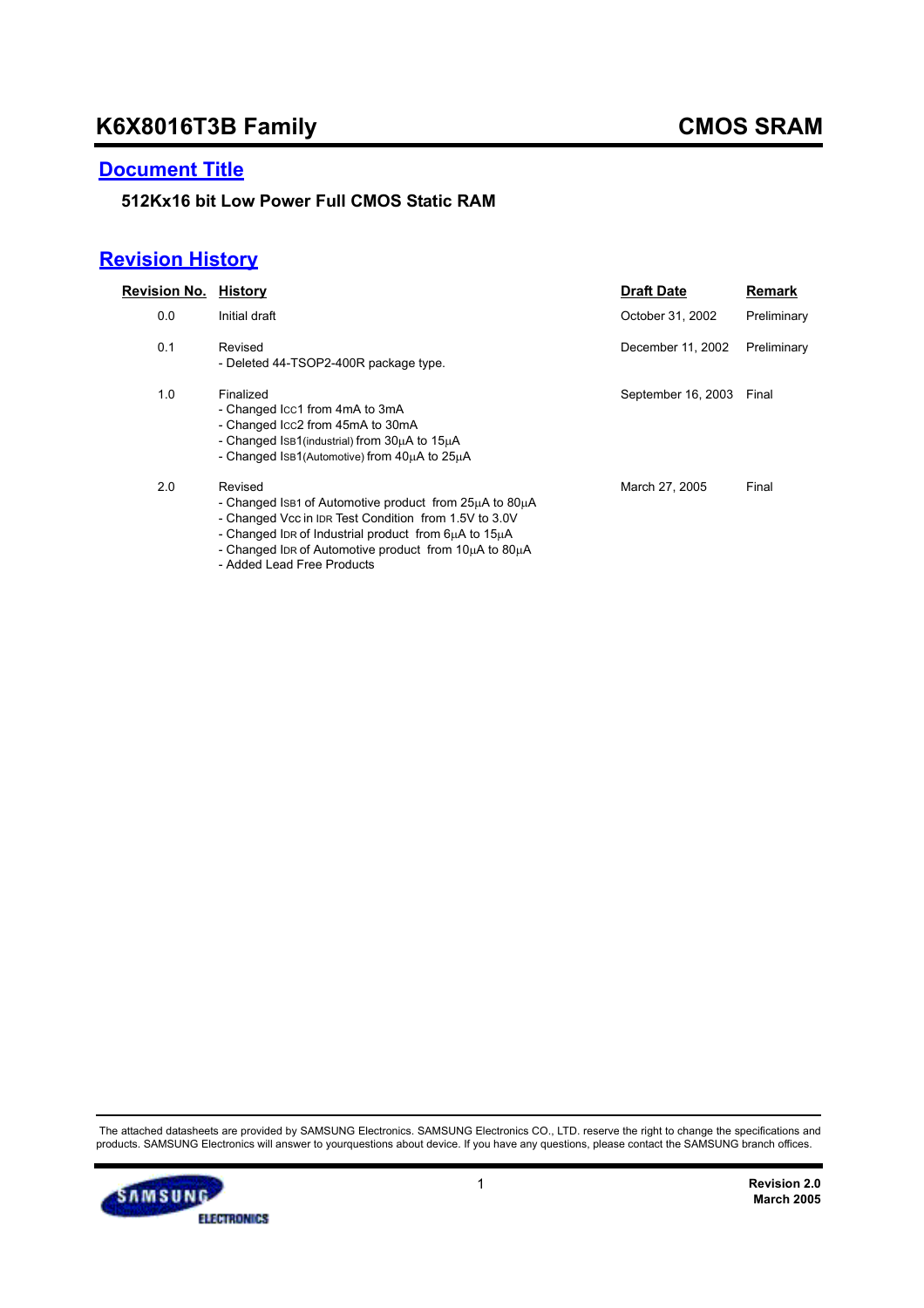# K6X8016T3B Family

# CMOS SRAM

## Document Title

**512Kx16 bit Low Power Full CMOS Static RAM**

## Revision History

| Revision No. | History | Draft Date | Remark |
|---|---|---|---|
| 0.0 | Initial draft | October 31, 2002 | Preliminary |
| 0.1 | Revised<br>- Deleted 44-TSOP2-400R package type. | December 11, 2002 | Preliminary |
| 1.0 | Finalized<br>- Changed $I_{CC1}$ from 4mA to 3mA<br>- Changed $I_{CC2}$ from 45mA to 30mA<br>- Changed $I_{SB1(industrial)}$ from 30µA to 15µA<br>- Changed $I_{SB1(Automotive)}$ from 40µA to 25µA | September 16, 2003 | Final |
| 2.0 | Revised<br>- Changed $I_{SB1}$ of Automotive product from 25µA to 80µA<br>- Changed Vcc in $I_{DR}$ Test Condition from 1.5V to 3.0V<br>- Changed $I_{DR}$ of Industrial product from 6µA to 15µA<br>- Changed $I_{DR}$ of Automotive product from 10µA to 80µA<br>- Added Lead Free Products | March 27, 2005 | Final |

The attached datasheets are provided by SAMSUNG Electronics. SAMSUNG Electronics CO., LTD. reserve the right to change the specifications and products. SAMSUNG Electronics will answer to yourquestions about device. If you have any questions, please contact the SAMSUNG branch offices.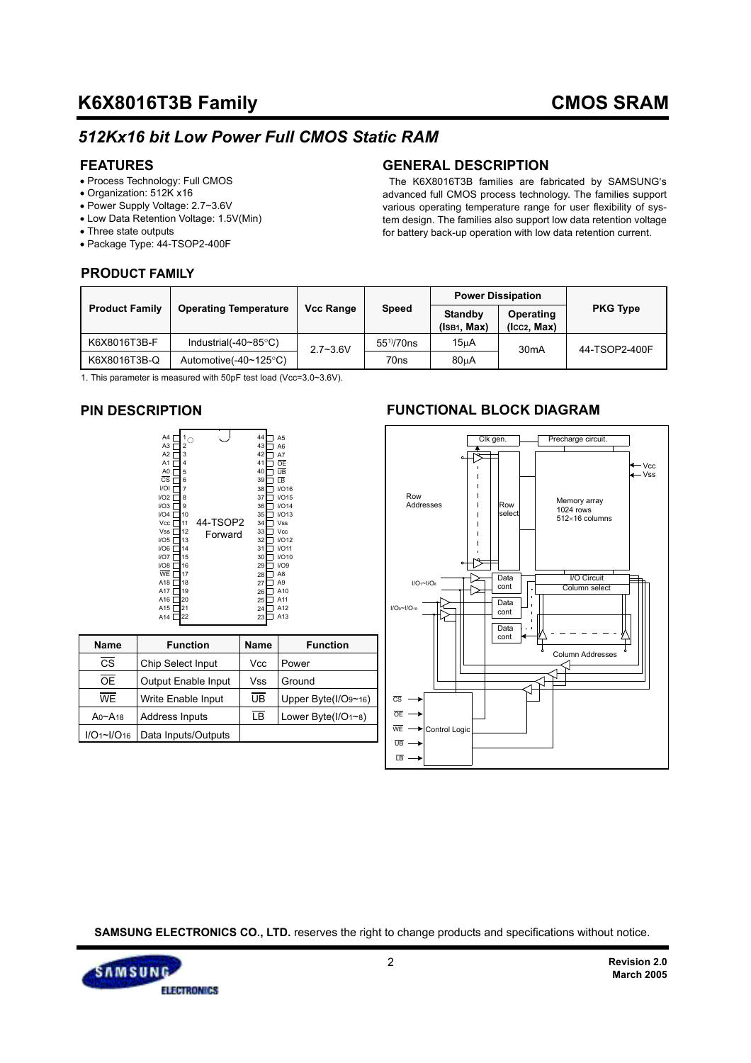# K6X8016T3B Family

## CMOS SRAM

### *512Kx16 bit Low Power Full CMOS Static RAM*

## FEATURES

- Process Technology: Full CMOS
- Organization: 512K x16
- Power Supply Voltage: 2.7~3.6V
- Low Data Retention Voltage: 1.5V(Min)
- Three state outputs
- Package Type: 44-TSOP2-400F

## GENERAL DESCRIPTION

The K6X8016T3B families are fabricated by SAMSUNG's advanced full CMOS process technology. The families support various operating temperature range for user flexibility of system design. The families also support low data retention voltage for battery back-up operation with low data retention current.

## PRODUCT FAMILY

| Product Family | Operating Temperature | Vcc Range | Speed | Power Dissipation | | PKG Type |
|---|---|---|---|---|---|---|
| | | | | Standby ($I_{SB1}$, Max) | Operating ($I_{CC2}$, Max) | |
| K6X8016T3B-F | Industrial(-40~85°C) | 2.7~3.6V | 55[1]/70ns | 15μA | 30mA | 44-TSOP2-400F |
| K6X8016T3B-Q | Automotive(-40~125°C) | 2.7~3.6V | 70ns | 80μA | 30mA | 44-TSOP2-400F |

1. This parameter is measured with 50pF test load (Vcc=3.0~3.6V).

## PIN DESCRIPTION

44-TSOP2 Forward

| Pin | Name | Pin | Name |
|---|---|---|---|
| 1 | A4 | 44 | A5 |
| 2 | A3 | 43 | A6 |
| 3 | A2 | 42 | A7 |
| 4 | A1 | 41 | OE |
| 5 | A0 | 40 | UB |
| 6 | CS | 39 | LB |
| 7 | I/O1 | 38 | I/O16 |
| 8 | I/O2 | 37 | I/O15 |
| 9 | I/O3 | 36 | I/O14 |
| 10 | I/O4 | 35 | I/O13 |
| 11 | Vcc | 34 | Vss |
| 12 | Vss | 33 | Vcc |
| 13 | I/O5 | 32 | I/O12 |
| 14 | I/O6 | 31 | I/O11 |
| 15 | I/O7 | 30 | I/O10 |
| 16 | I/O8 | 29 | I/O9 |
| 17 | WE | 28 | A8 |
| 18 | A18 | 27 | A9 |
| 19 | A17 | 26 | A10 |
| 20 | A16 | 25 | A11 |
| 21 | A15 | 24 | A12 |
| 22 | A14 | 23 | A13 |

| Name | Function | Name | Function |
|---|---|---|---|
| CS | Chip Select Input | Vcc | Power |
| OE | Output Enable Input | Vss | Ground |
| WE | Write Enable Input | UB | Upper Byte(I/O9~16) |
| A0~A18 | Address Inputs | LB | Lower Byte(I/O1~8) |
| I/O1~I/O16 | Data Inputs/Outputs | | |

## FUNCTIONAL BLOCK DIAGRAM

Clk gen. Precharge circuit. Vcc Vss Row Addresses Row select Memory array 1024 rows 512×16 columns I/O1~I/O8 Data cont I/O Circuit Column select I/O9~I/O16 Data cont Data cont Column Addresses CS OE WE UB LB Control Logic

SAMSUNG ELECTRONICS CO., LTD. reserves the right to change products and specifications without notice.

Revision 2.0
March 2005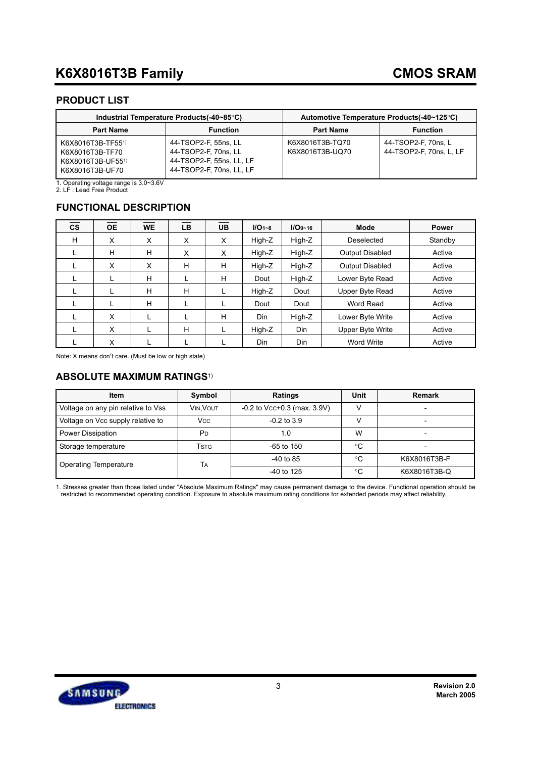## PRODUCT LIST

| Industrial Temperature Products(-40~85°C) | | Automotive Temperature Products(-40~125°C) | |
|---|---|---|---|
| **Part Name** | **Function** | **Part Name** | **Function** |
| K6X8016T3B-TF55[1]<br>K6X8016T3B-TF70<br>K6X8016T3B-UF55[1]<br>K6X8016T3B-UF70 | 44-TSOP2-F, 55ns, LL<br>44-TSOP2-F, 70ns, LL<br>44-TSOP2-F, 55ns, LL, LF<br>44-TSOP2-F, 70ns, LL, LF | K6X8016T3B-TQ70<br>K6X8016T3B-UQ70 | 44-TSOP2-F, 70ns, L<br>44-TSOP2-F, 70ns, L, LF |

1. Operating voltage range is 3.0~3.6V
2. LF : Lead Free Product

## FUNCTIONAL DESCRIPTION

| $\overline{CS}$ | $\overline{OE}$ | $\overline{WE}$ | $\overline{LB}$ | $\overline{UB}$ | $I/O_{1\sim8}$ | $I/O_{9\sim16}$ | Mode | Power |
|---|---|---|---|---|---|---|---|---|
| H | X | X | X | X | High-Z | High-Z | Deselected | Standby |
| L | H | H | X | X | High-Z | High-Z | Output Disabled | Active |
| L | X | X | H | H | High-Z | High-Z | Output Disabled | Active |
| L | L | H | L | H | Dout | High-Z | Lower Byte Read | Active |
| L | L | H | H | L | High-Z | Dout | Upper Byte Read | Active |
| L | L | H | L | L | Dout | Dout | Word Read | Active |
| L | X | L | L | H | Din | High-Z | Lower Byte Write | Active |
| L | X | L | H | L | High-Z | Din | Upper Byte Write | Active |
| L | X | L | L | L | Din | Din | Word Write | Active |

Note: X means don't care. (Must be low or high state)

## ABSOLUTE MAXIMUM RATINGS[1]

| Item | Symbol | Ratings | Unit | Remark |
|---|---|---|---|---|
| Voltage on any pin relative to Vss | $V_{IN}$,$V_{OUT}$ | -0.2 to $V_{CC}$+0.3 (max. 3.9V) | V | - |
| Voltage on Vcc supply relative to | $V_{CC}$ | -0.2 to 3.9 | V | - |
| Power Dissipation | $P_D$ | 1.0 | W | - |
| Storage temperature | $T_{STG}$ | -65 to 150 | °C | - |
| Operating Temperature | $T_A$ | -40 to 85 | °C | K6X8016T3B-F |
| | | -40 to 125 | °C | K6X8016T3B-Q |

1. Stresses greater than those listed under "Absolute Maximum Ratings" may cause permanent damage to the device. Functional operation should be restricted to recommended operating condition. Exposure to absolute maximum rating conditions for extended periods may affect reliability.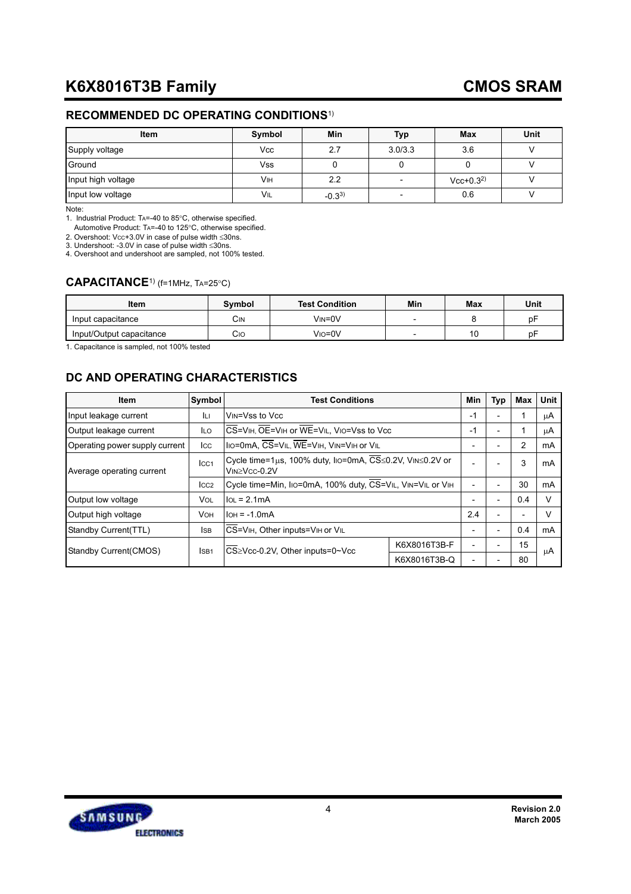## RECOMMENDED DC OPERATING CONDITIONS[1)]

| Item | Symbol | Min | Typ | Max | Unit |
|---|---|---|---|---|---|
| Supply voltage | Vcc | 2.7 | 3.0/3.3 | 3.6 | V |
| Ground | Vss | 0 | 0 | 0 | V |
| Input high voltage | $V_{IH}$ | 2.2 | - | Vcc+0.3[2)] | V |
| Input low voltage | $V_{IL}$ | -0.3[3)] | - | 0.6 | V |

Note:
1. Industrial Product: $T_A$=-40 to 85°C, otherwise specified.
   Automotive Product: $T_A$=-40 to 125°C, otherwise specified.
2. Overshoot: $V_{CC}$+3.0V in case of pulse width ≤30ns.
3. Undershoot: -3.0V in case of pulse width ≤30ns.
4. Overshoot and undershoot are sampled, not 100% tested.

## CAPACITANCE[1)] (f=1MHz, $T_A$=25°C)

| Item | Symbol | Test Condition | Min | Max | Unit |
|---|---|---|---|---|---|
| Input capacitance | $C_{IN}$ | $V_{IN}$=0V | - | 8 | pF |
| Input/Output capacitance | $C_{IO}$ | $V_{IO}$=0V | - | 10 | pF |

1. Capacitance is sampled, not 100% tested

## DC AND OPERATING CHARACTERISTICS

| Item | Symbol | Test Conditions | | Min | Typ | Max | Unit |
|---|---|---|---|---|---|---|---|
| Input leakage current | $I_{LI}$ | $V_{IN}$=Vss to Vcc | | -1 | - | 1 | μA |
| Output leakage current | $I_{LO}$ | $\overline{CS}$=$V_{IH}$, $\overline{OE}$=$V_{IH}$ or $\overline{WE}$=$V_{IL}$, $V_{IO}$=Vss to Vcc | | -1 | - | 1 | μA |
| Operating power supply current | $I_{CC}$ | $I_{IO}$=0mA, $\overline{CS}$=$V_{IL}$, $\overline{WE}$=$V_{IH}$, $V_{IN}$=$V_{IH}$ or $V_{IL}$ | | - | - | 2 | mA |
| Average operating current | $I_{CC1}$ | Cycle time=1μs, 100% duty, $I_{IO}$=0mA, $\overline{CS}$≤0.2V, $V_{IN}$≤0.2V or $V_{IN}$≥$V_{CC}$-0.2V | | - | - | 3 | mA |
| | $I_{CC2}$ | Cycle time=Min, $I_{IO}$=0mA, 100% duty, $\overline{CS}$=$V_{IL}$, $V_{IN}$=$V_{IL}$ or $V_{IH}$ | | - | - | 30 | mA |
| Output low voltage | $V_{OL}$ | $I_{OL}$ = 2.1mA | | - | - | 0.4 | V |
| Output high voltage | $V_{OH}$ | $I_{OH}$ = -1.0mA | | 2.4 | - | - | V |
| Standby Current(TTL) | $I_{SB}$ | $\overline{CS}$=$V_{IH}$, Other inputs=$V_{IH}$ or $V_{IL}$ | | - | - | 0.4 | mA |
| Standby Current(CMOS) | $I_{SB1}$ | $\overline{CS}$≥Vcc-0.2V, Other inputs=0~Vcc | K6X8016T3B-F | - | - | 15 | μA |
| | | | K6X8016T3B-Q | - | - | 80 | μA |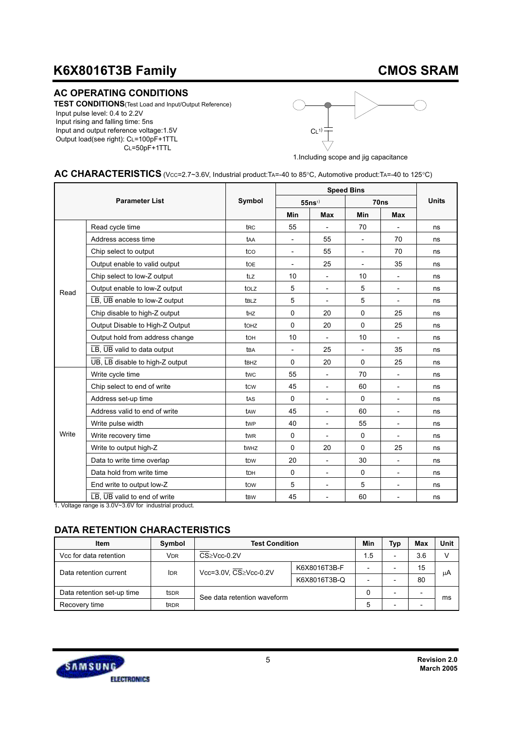## AC OPERATING CONDITIONS

**TEST CONDITIONS**(Test Load and Input/Output Reference)

Input pulse level: 0.4 to 2.2V
Input rising and falling time: 5ns
Input and output reference voltage:1.5V
Output load(see right): $C_L$=100pF+1TTL
$C_L$=50pF+1TTL

$C_L$[1)]

1.Including scope and jig capacitance

## AC CHARACTERISTICS (Vcc=2.7~3.6V, Industrial product:TA=-40 to 85°C, Automotive product:TA=-40 to 125°C)

| Parameter List | | Symbol | Speed Bins | | | | Units |
|---|---|---|---|---|---|---|---|
| | | | 55ns[1)] | | 70ns | | |
| | | | Min | Max | Min | Max | |
| Read | Read cycle time | tRC | 55 | - | 70 | - | ns |
| | Address access time | tAA | - | 55 | - | 70 | ns |
| | Chip select to output | tCO | - | 55 | - | 70 | ns |
| | Output enable to valid output | tOE | - | 25 | - | 35 | ns |
| | Chip select to low-Z output | tLZ | 10 | - | 10 | - | ns |
| | Output enable to low-Z output | tOLZ | 5 | - | 5 | - | ns |
| | LB, UB enable to low-Z output | tBLZ | 5 | - | 5 | - | ns |
| | Chip disable to high-Z output | tHZ | 0 | 20 | 0 | 25 | ns |
| | Output Disable to High-Z Output | tOHZ | 0 | 20 | 0 | 25 | ns |
| | Output hold from address change | tOH | 10 | - | 10 | - | ns |
| | LB, UB valid to data output | tBA | - | 25 | - | 35 | ns |
| | UB, LB disable to high-Z output | tBHZ | 0 | 20 | 0 | 25 | ns |
| Write | Write cycle time | tWC | 55 | - | 70 | - | ns |
| | Chip select to end of write | tCW | 45 | - | 60 | - | ns |
| | Address set-up time | tAS | 0 | - | 0 | - | ns |
| | Address valid to end of write | tAW | 45 | - | 60 | - | ns |
| | Write pulse width | tWP | 40 | - | 55 | - | ns |
| | Write recovery time | tWR | 0 | - | 0 | - | ns |
| | Write to output high-Z | tWHZ | 0 | 20 | 0 | 25 | ns |
| | Data to write time overlap | tDW | 20 | - | 30 | - | ns |
| | Data hold from write time | tDH | 0 | - | 0 | - | ns |
| | End write to output low-Z | tOW | 5 | - | 5 | - | ns |
| | LB, UB valid to end of write | tBW | 45 | - | 60 | - | ns |

1. Voltage range is 3.0V~3.6V for industrial product.

## DATA RETENTION CHARACTERISTICS

| Item | Symbol | Test Condition | | Min | Typ | Max | Unit |
|---|---|---|---|---|---|---|---|
| Vcc for data retention | VDR | CS≥Vcc-0.2V | | 1.5 | - | 3.6 | V |
| Data retention current | IDR | Vcc=3.0V, CS≥Vcc-0.2V | K6X8016T3B-F | - | - | 15 | μA |
| | | | K6X8016T3B-Q | - | - | 80 | |
| Data retention set-up time | tSDR | See data retention waveform | | 0 | - | - | ms |
| Recovery time | tRDR | | | 5 | - | - | |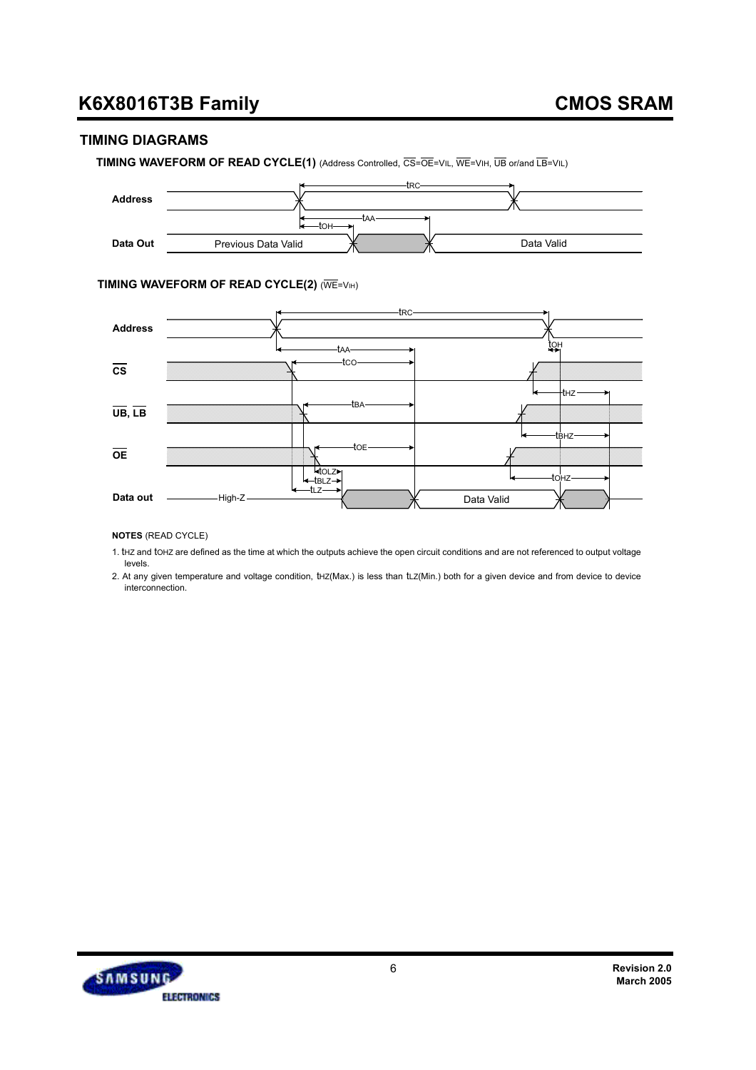## TIMING DIAGRAMS

**TIMING WAVEFORM OF READ CYCLE(1)** (Address Controlled, $\overline{CS}$=$\overline{OE}$=VIL, $\overline{WE}$=VIH, $\overline{UB}$ or/and $\overline{LB}$=VIL)

**TIMING WAVEFORM OF READ CYCLE(2)** ($\overline{WE}$=VIH)

**NOTES** (READ CYCLE)

1. tHZ and tOHZ are defined as the time at which the outputs achieve the open circuit conditions and are not referenced to output voltage levels.
2. At any given temperature and voltage condition, tHZ(Max.) is less than tLZ(Min.) both for a given device and from device to device interconnection.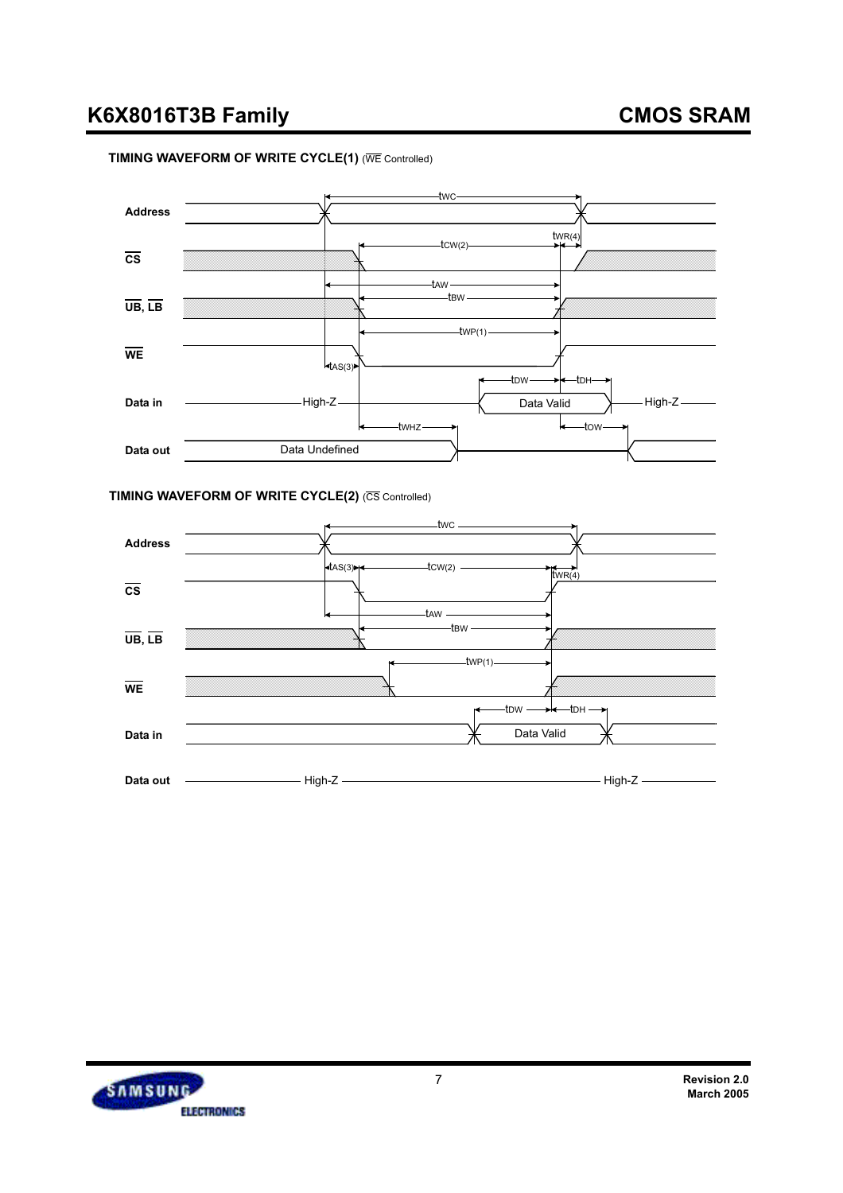### TIMING WAVEFORM OF WRITE CYCLE(1) (WE Controlled)

Address

CS

UB, LB

WE

Data in

Data out

tWC

tCW(2)

tWR(4)

tAW

tBW

tWP(1)

tAS(3)

tDW

tDH

High-Z

Data Valid

High-Z

tWHZ

tOW

Data Undefined

### TIMING WAVEFORM OF WRITE CYCLE(2) (CS Controlled)

Address

CS

UB, LB

WE

Data in

Data out

tWC

tAS(3)

tCW(2)

tWR(4)

tAW

tBW

tWP(1)

tDW

tDH

Data Valid

High-Z

High-Z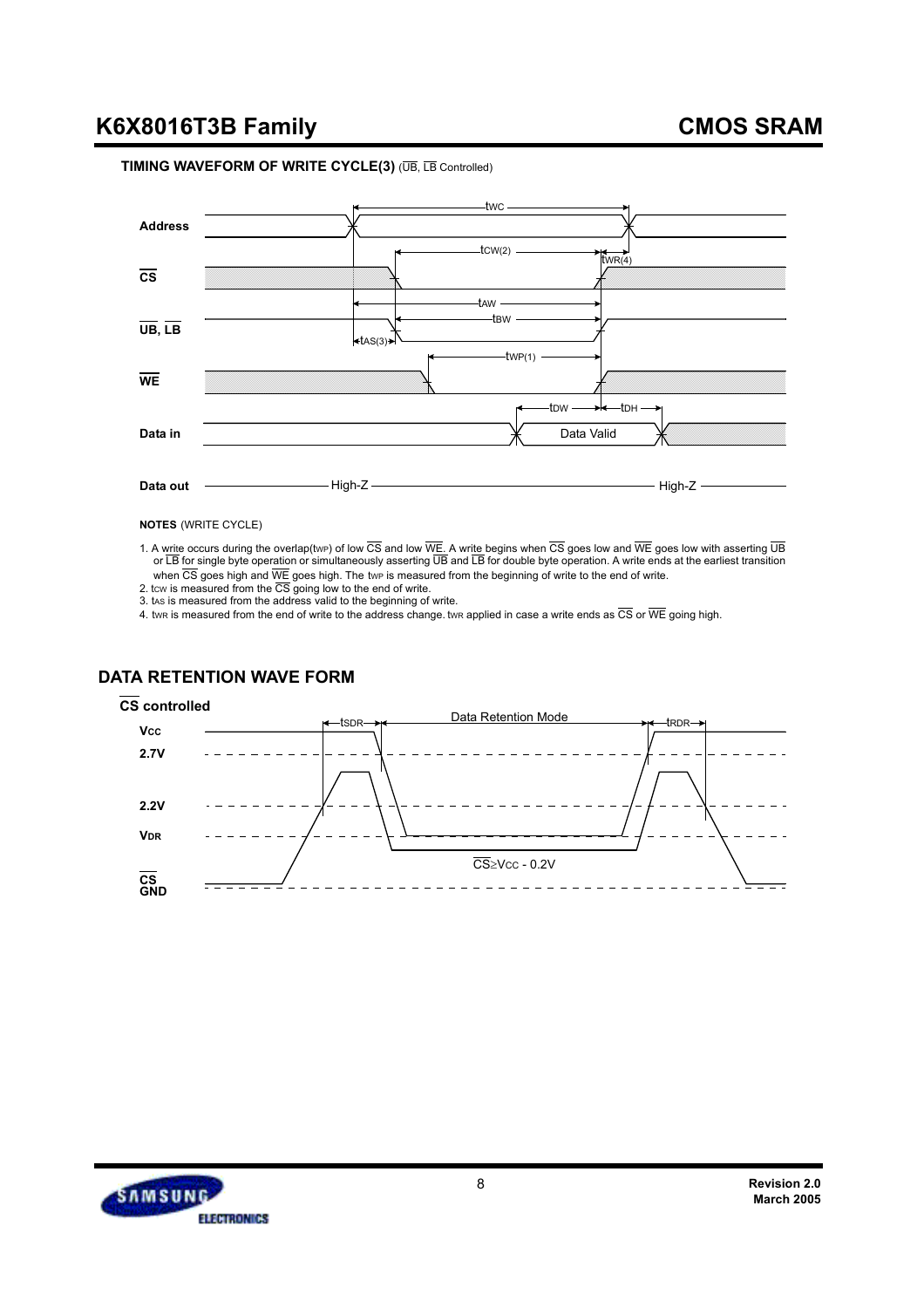### TIMING WAVEFORM OF WRITE CYCLE(3) (UB, LB Controlled)

Address

tWC

CS

tCW(2)

tWR(4)

tAW

UB, LB

tBW

tAS(3)

WE

tWP(1)

tDW

tDH

Data in

Data Valid

Data out

High-Z

High-Z

**NOTES** (WRITE CYCLE)

1. A write occurs during the overlap($t_{WP}$) of low CS and low WE. A write begins when CS goes low and WE goes low with asserting UB or LB for single byte operation or simultaneously asserting UB and LB for double byte operation. A write ends at the earliest transition when CS goes high and WE goes high. The $t_{WP}$ is measured from the beginning of write to the end of write.
2. $t_{CW}$ is measured from the CS going low to the end of write.
3. $t_{AS}$ is measured from the address valid to the beginning of write.
4. $t_{WR}$ is measured from the end of write to the address change. $t_{WR}$ applied in case a write ends as CS or WE going high.

## DATA RETENTION WAVE FORM

**CS controlled**

tSDR

Data Retention Mode

tRDR

Vcc

2.7V

2.2V

VDR

CS≥Vcc - 0.2V

CS

GND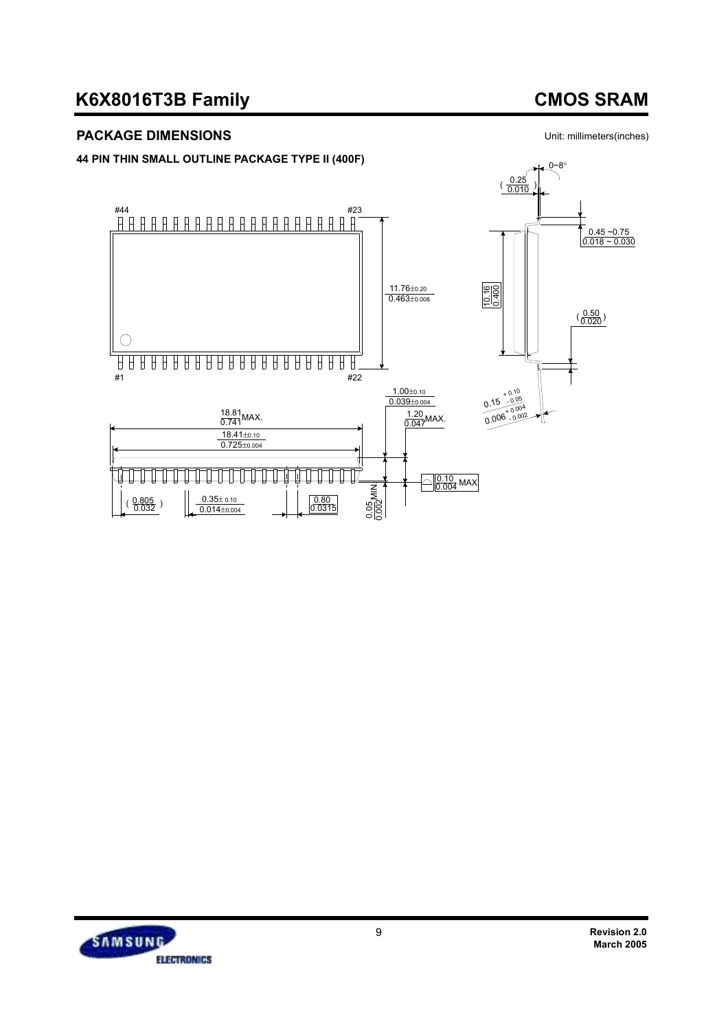## PACKAGE DIMENSIONS

Unit: millimeters(inches)

### 44 PIN THIN SMALL OUTLINE PACKAGE TYPE II (400F)

0~8°

( 0.25 / 0.010 )

#44 #23

#1 #22

11.76±0.20 / 0.463±0.008

10.16 / 0.400

0.45 ~0.75 / 0.018 ~ 0.030

( 0.50 / 0.020 )

0.15 +0.10 -0.05 / 0.006 +0.004 -0.002

1.00±0.10 / 0.039±0.004

18.81 / 0.741 MAX.

1.20 / 0.047 MAX.

18.41±0.10 / 0.725±0.004

0.10 / 0.004 MAX

( 0.805 / 0.032 )

0.35±0.10 / 0.014±0.004

0.80 / 0.0315

0.05 / 0.002 MIN